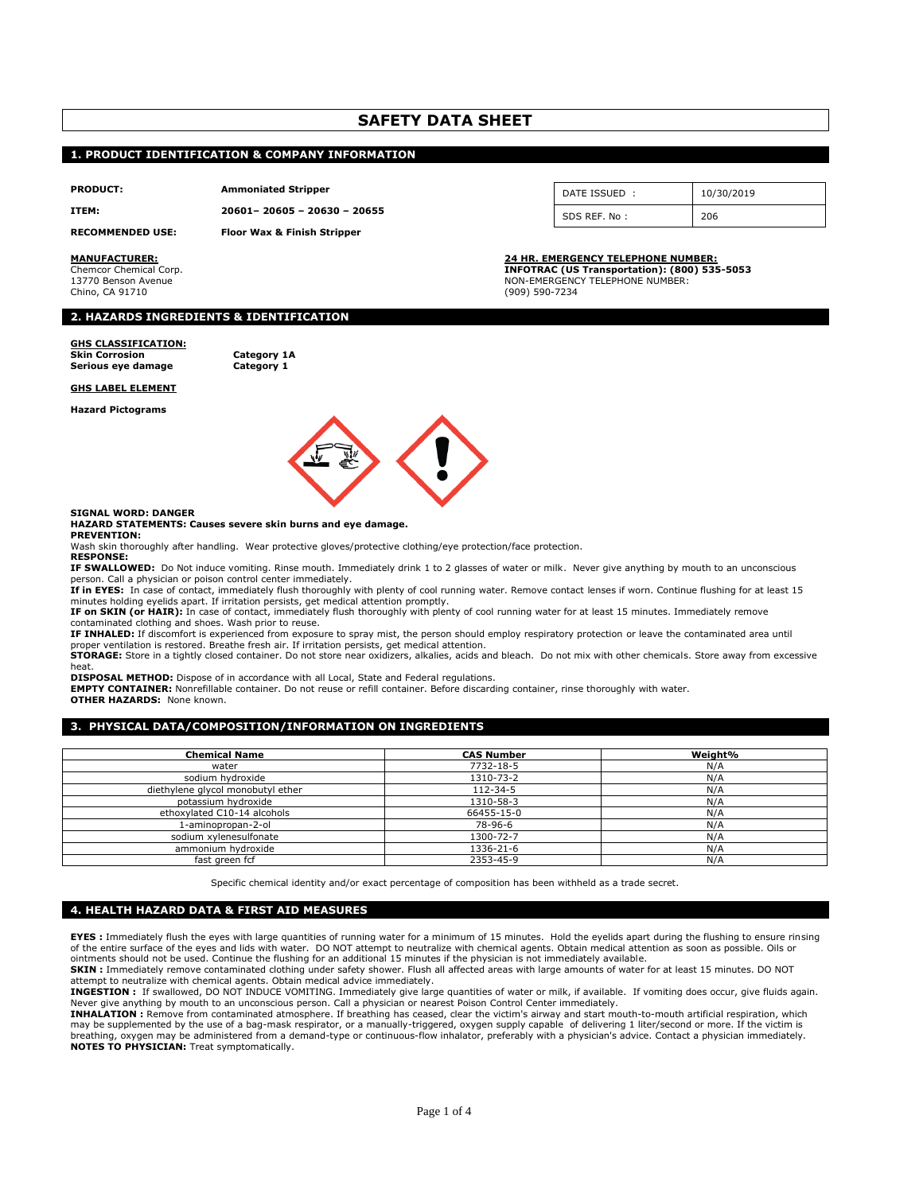# SAFETY DATA SHEET

## 1. PRODUCT IDENTIFICATION & COMPANY INFORMATION

**PRODUCT:** **Ammoniated Stripper**

**ITEM:** **20601– 20605 – 20630 – 20655**

**RECOMMENDED USE:** **Floor Wax & Finish Stripper**

| DATE ISSUED : | 10/30/2019 |
|---|---|
| SDS REF. No : | 206 |

**MANUFACTURER:**
Chemcor Chemical Corp.
13770 Benson Avenue
Chino, CA 91710

**24 HR. EMERGENCY TELEPHONE NUMBER:**
**INFOTRAC (US Transportation): (800) 535-5053**
NON-EMERGENCY TELEPHONE NUMBER:
(909) 590-7234

## 2. HAZARDS INGREDIENTS & IDENTIFICATION

**GHS CLASSIFICATION:**
**Skin Corrosion** **Category 1A**
**Serious eye damage** **Category 1**

**GHS LABEL ELEMENT**

**Hazard Pictograms**

**SIGNAL WORD: DANGER**
**HAZARD STATEMENTS: Causes severe skin burns and eye damage.**
**PREVENTION:**
Wash skin thoroughly after handling. Wear protective gloves/protective clothing/eye protection/face protection.
**RESPONSE:**
**IF SWALLOWED:** Do Not induce vomiting. Rinse mouth. Immediately drink 1 to 2 glasses of water or milk. Never give anything by mouth to an unconscious person. Call a physician or poison control center immediately.
**If in EYES:** In case of contact, immediately flush thoroughly with plenty of cool running water. Remove contact lenses if worn. Continue flushing for at least 15 minutes holding eyelids apart. If irritation persists, get medical attention promptly.
**IF on SKIN (or HAIR):** In case of contact, immediately flush thoroughly with plenty of cool running water for at least 15 minutes. Immediately remove contaminated clothing and shoes. Wash prior to reuse.
**IF INHALED:** If discomfort is experienced from exposure to spray mist, the person should employ respiratory protection or leave the contaminated area until proper ventilation is restored. Breathe fresh air. If irritation persists, get medical attention.
**STORAGE:** Store in a tightly closed container. Do not store near oxidizers, alkalies, acids and bleach. Do not mix with other chemicals. Store away from excessive heat.
**DISPOSAL METHOD:** Dispose of in accordance with all Local, State and Federal regulations.
**EMPTY CONTAINER:** Nonrefillable container. Do not reuse or refill container. Before discarding container, rinse thoroughly with water.
**OTHER HAZARDS:** None known.

## 3. PHYSICAL DATA/COMPOSITION/INFORMATION ON INGREDIENTS

| Chemical Name | CAS Number | Weight% |
|---|---|---|
| water | 7732-18-5 | N/A |
| sodium hydroxide | 1310-73-2 | N/A |
| diethylene glycol monobutyl ether | 112-34-5 | N/A |
| potassium hydroxide | 1310-58-3 | N/A |
| ethoxylated C10-14 alcohols | 66455-15-0 | N/A |
| 1-aminopropan-2-ol | 78-96-6 | N/A |
| sodium xylenesulfonate | 1300-72-7 | N/A |
| ammonium hydroxide | 1336-21-6 | N/A |
| fast green fcf | 2353-45-9 | N/A |

Specific chemical identity and/or exact percentage of composition has been withheld as a trade secret.

## 4. HEALTH HAZARD DATA & FIRST AID MEASURES

**EYES :** Immediately flush the eyes with large quantities of running water for a minimum of 15 minutes. Hold the eyelids apart during the flushing to ensure rinsing of the entire surface of the eyes and lids with water. DO NOT attempt to neutralize with chemical agents. Obtain medical attention as soon as possible. Oils or ointments should not be used. Continue the flushing for an additional 15 minutes if the physician is not immediately available.
**SKIN :** Immediately remove contaminated clothing under safety shower. Flush all affected areas with large amounts of water for at least 15 minutes. DO NOT attempt to neutralize with chemical agents. Obtain medical advice immediately.
**INGESTION :** If swallowed, DO NOT INDUCE VOMITING. Immediately give large quantities of water or milk, if available. If vomiting does occur, give fluids again. Never give anything by mouth to an unconscious person. Call a physician or nearest Poison Control Center immediately.
**INHALATION :** Remove from contaminated atmosphere. If breathing has ceased, clear the victim's airway and start mouth-to-mouth artificial respiration, which may be supplemented by the use of a bag-mask respirator, or a manually-triggered, oxygen supply capable of delivering 1 liter/second or more. If the victim is breathing, oxygen may be administered from a demand-type or continuous-flow inhalator, preferably with a physician's advice. Contact a physician immediately.
**NOTES TO PHYSICIAN:** Treat symptomatically.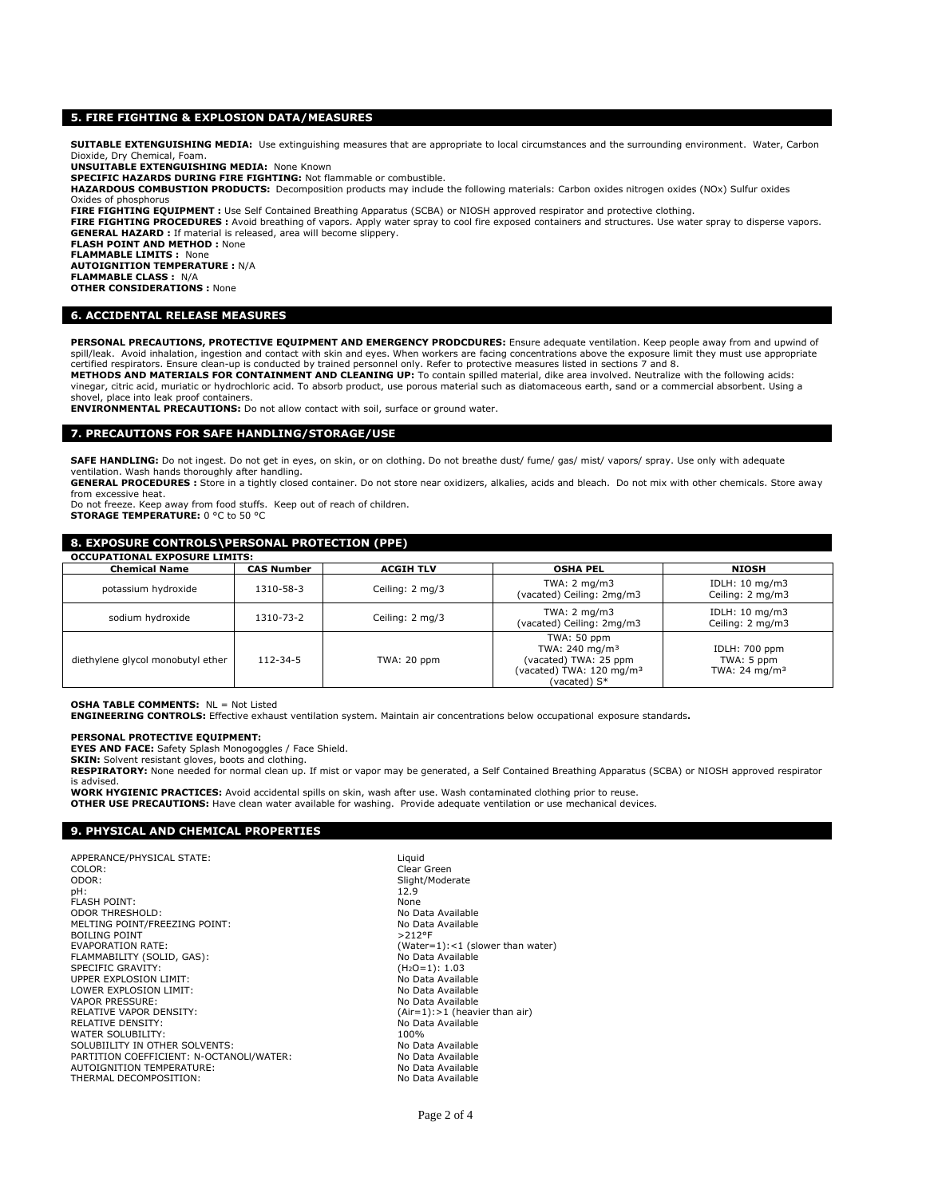## 5. FIRE FIGHTING & EXPLOSION DATA/MEASURES

**SUITABLE EXTENGUISHING MEDIA:** Use extinguishing measures that are appropriate to local circumstances and the surrounding environment. Water, Carbon Dioxide, Dry Chemical, Foam.
**UNSUITABLE EXTENGUISHING MEDIA:** None Known
**SPECIFIC HAZARDS DURING FIRE FIGHTING:** Not flammable or combustible.
**HAZARDOUS COMBUSTION PRODUCTS:** Decomposition products may include the following materials: Carbon oxides nitrogen oxides (NOx) Sulfur oxides Oxides of phosphorus
**FIRE FIGHTING EQUIPMENT :** Use Self Contained Breathing Apparatus (SCBA) or NIOSH approved respirator and protective clothing.
**FIRE FIGHTING PROCEDURES :** Avoid breathing of vapors. Apply water spray to cool fire exposed containers and structures. Use water spray to disperse vapors.
**GENERAL HAZARD :** If material is released, area will become slippery.
**FLASH POINT AND METHOD :** None
**FLAMMABLE LIMITS :** None
**AUTOIGNITION TEMPERATURE :** N/A
**FLAMMABLE CLASS :** N/A
**OTHER CONSIDERATIONS :** None

## 6. ACCIDENTAL RELEASE MEASURES

**PERSONAL PRECAUTIONS, PROTECTIVE EQUIPMENT AND EMERGENCY PRODCDURES:** Ensure adequate ventilation. Keep people away from and upwind of spill/leak. Avoid inhalation, ingestion and contact with skin and eyes. When workers are facing concentrations above the exposure limit they must use appropriate certified respirators. Ensure clean-up is conducted by trained personnel only. Refer to protective measures listed in sections 7 and 8.
**METHODS AND MATERIALS FOR CONTAINMENT AND CLEANING UP:** To contain spilled material, dike area involved. Neutralize with the following acids: vinegar, citric acid, muriatic or hydrochloric acid. To absorb product, use porous material such as diatomaceous earth, sand or a commercial absorbent. Using a shovel, place into leak proof containers.
**ENVIRONMENTAL PRECAUTIONS:** Do not allow contact with soil, surface or ground water.

## 7. PRECAUTIONS FOR SAFE HANDLING/STORAGE/USE

**SAFE HANDLING:** Do not ingest. Do not get in eyes, on skin, or on clothing. Do not breathe dust/ fume/ gas/ mist/ vapors/ spray. Use only with adequate ventilation. Wash hands thoroughly after handling.
**GENERAL PROCEDURES :** Store in a tightly closed container. Do not store near oxidizers, alkalies, acids and bleach. Do not mix with other chemicals. Store away from excessive heat.
Do not freeze. Keep away from food stuffs. Keep out of reach of children.
**STORAGE TEMPERATURE:** 0 °C to 50 °C

## 8. EXPOSURE CONTROLS\PERSONAL PROTECTION (PPE)

**OCCUPATIONAL EXPOSURE LIMITS:**

| Chemical Name | CAS Number | ACGIH TLV | OSHA PEL | NIOSH |
|---|---|---|---|---|
| potassium hydroxide | 1310-58-3 | Ceiling: 2 mg/3 | TWA: 2 mg/m3 (vacated) Ceiling: 2mg/m3 | IDLH: 10 mg/m3 Ceiling: 2 mg/m3 |
| sodium hydroxide | 1310-73-2 | Ceiling: 2 mg/3 | TWA: 2 mg/m3 (vacated) Ceiling: 2mg/m3 | IDLH: 10 mg/m3 Ceiling: 2 mg/m3 |
| diethylene glycol monobutyl ether | 112-34-5 | TWA: 20 ppm | TWA: 50 ppm TWA: 240 mg/m³ (vacated) TWA: 25 ppm (vacated) TWA: 120 mg/m³ (vacated) S* | IDLH: 700 ppm TWA: 5 ppm TWA: 24 mg/m³ |

**OSHA TABLE COMMENTS:** NL = Not Listed
**ENGINEERING CONTROLS:** Effective exhaust ventilation system. Maintain air concentrations below occupational exposure standards**.**

**PERSONAL PROTECTIVE EQUIPMENT:**
**EYES AND FACE:** Safety Splash Monogoggles / Face Shield.
**SKIN:** Solvent resistant gloves, boots and clothing.
**RESPIRATORY:** None needed for normal clean up. If mist or vapor may be generated, a Self Contained Breathing Apparatus (SCBA) or NIOSH approved respirator is advised.
**WORK HYGIENIC PRACTICES:** Avoid accidental spills on skin, wash after use. Wash contaminated clothing prior to reuse.
**OTHER USE PRECAUTIONS:** Have clean water available for washing. Provide adequate ventilation or use mechanical devices.

## 9. PHYSICAL AND CHEMICAL PROPERTIES

| | |
|---|---|
| APPERANCE/PHYSICAL STATE: | Liquid |
| COLOR: | Clear Green |
| ODOR: | Slight/Moderate |
| pH: | 12.9 |
| FLASH POINT: | None |
| ODOR THRESHOLD: | No Data Available |
| MELTING POINT/FREEZING POINT: | No Data Available |
| BOILING POINT | >212°F |
| EVAPORATION RATE: | (Water=1):<1 (slower than water) |
| FLAMMABILITY (SOLID, GAS): | No Data Available |
| SPECIFIC GRAVITY: | ($H_2O$=1): 1.03 |
| UPPER EXPLOSION LIMIT: | No Data Available |
| LOWER EXPLOSION LIMIT: | No Data Available |
| VAPOR PRESSURE: | No Data Available |
| RELATIVE VAPOR DENSITY: | (Air=1):>1 (heavier than air) |
| RELATIVE DENSITY: | No Data Available |
| WATER SOLUBILITY: | 100% |
| SOLUBIILITY IN OTHER SOLVENTS: | No Data Available |
| PARTITION COEFFICIENT: N-OCTANOLI/WATER: | No Data Available |
| AUTOIGNITION TEMPERATURE: | No Data Available |
| THERMAL DECOMPOSITION: | No Data Available |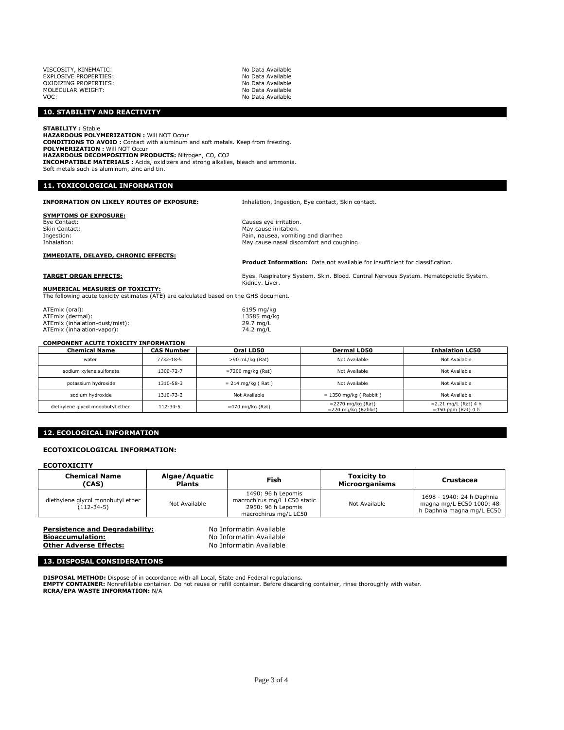VISCOSITY, KINEMATIC: No Data Available
EXPLOSIVE PROPERTIES: No Data Available
OXIDIZING PROPERTIES: No Data Available
MOLECULAR WEIGHT: No Data Available
VOC: No Data Available

## 10. STABILITY AND REACTIVITY

**STABILITY :** Stable
**HAZARDOUS POLYMERIZATION :** Will NOT Occur
**CONDITIONS TO AVOID :** Contact with aluminum and soft metals. Keep from freezing.
**POLYMERIZATION :** Will NOT Occur
**HAZARDOUS DECOMPOSITION PRODUCTS:** Nitrogen, CO, CO2
**INCOMPATIBLE MATERIALS :** Acids, oxidizers and strong alkalies, bleach and ammonia.
Soft metals such as aluminum, zinc and tin.

## 11. TOXICOLOGICAL INFORMATION

**INFORMATION ON LIKELY ROUTES OF EXPOSURE:** Inhalation, Ingestion, Eye contact, Skin contact.

**SYMPTOMS OF EXPOSURE:**

Eye Contact: Causes eye irritation.
Skin Contact: May cause irritation.
Ingestion: Pain, nausea, vomiting and diarrhea
Inhalation: May cause nasal discomfort and coughing.

**IMMEDIATE, DELAYED, CHRONIC EFFECTS:**

**Product Information:** Data not available for insufficient for classification.

**TARGET ORGAN EFFECTS:** Eyes. Respiratory System. Skin. Blood. Central Nervous System. Hematopoietic System. Kidney. Liver.

**NUMERICAL MEASURES OF TOXICITY:**
The following acute toxicity estimates (ATE) are calculated based on the GHS document.

ATEmix (oral): 6195 mg/kg
ATEmix (dermal): 13585 mg/kg
ATEmix (inhalation-dust/mist): 29.7 mg/L
ATEmix (inhalation-vapor): 74.2 mg/L

**COMPONENT ACUTE TOXICITY INFORMATION**

| Chemical Name | CAS Number | Oral LD50 | Dermal LD50 | Inhalation LC50 |
|---|---|---|---|---|
| water | 7732-18-5 | >90 mL/kg (Rat) | Not Available | Not Available |
| sodium xylene sulfonate | 1300-72-7 | =7200 mg/kg (Rat) | Not Available | Not Available |
| potassium hydroxide | 1310-58-3 | = 214 mg/kg ( Rat ) | Not Available | Not Available |
| sodium hydroxide | 1310-73-2 | Not Available | = 1350 mg/kg ( Rabbit ) | Not Available |
| diethylene glycol monobutyl ether | 112-34-5 | =470 mg/kg (Rat) | =2270 mg/kg (Rat)<br>=220 mg/kg (Rabbit) | =2.21 mg/L (Rat) 4 h<br>=450 ppm (Rat) 4 h |

## 12. ECOLOGICAL INFORMATION

### ECOTOXICOLOGICAL INFORMATION:

**ECOTOXICITY**

| Chemical Name (CAS) | Algae/Aquatic Plants | Fish | Toxicity to Microorganisms | Crustacea |
|---|---|---|---|---|
| diethylene glycol monobutyl ether (112-34-5) | Not Available | 1490: 96 h Lepomis macrochirus mg/L LC50 static 2950: 96 h Lepomis macrochirus mg/L LC50 | Not Available | 1698 - 1940: 24 h Daphnia magna mg/L EC50 1000: 48 h Daphnia magna mg/L EC50 |

**Persistence and Degradability:** No Informatin Available
**Bioaccumulation:** No Informatin Available
**Other Adverse Effects:** No Informatin Available

## 13. DISPOSAL CONSIDERATIONS

**DISPOSAL METHOD:** Dispose of in accordance with all Local, State and Federal regulations.
**EMPTY CONTAINER:** Nonrefillable container. Do not reuse or refill container. Before discarding container, rinse thoroughly with water.
**RCRA/EPA WASTE INFORMATION:** N/A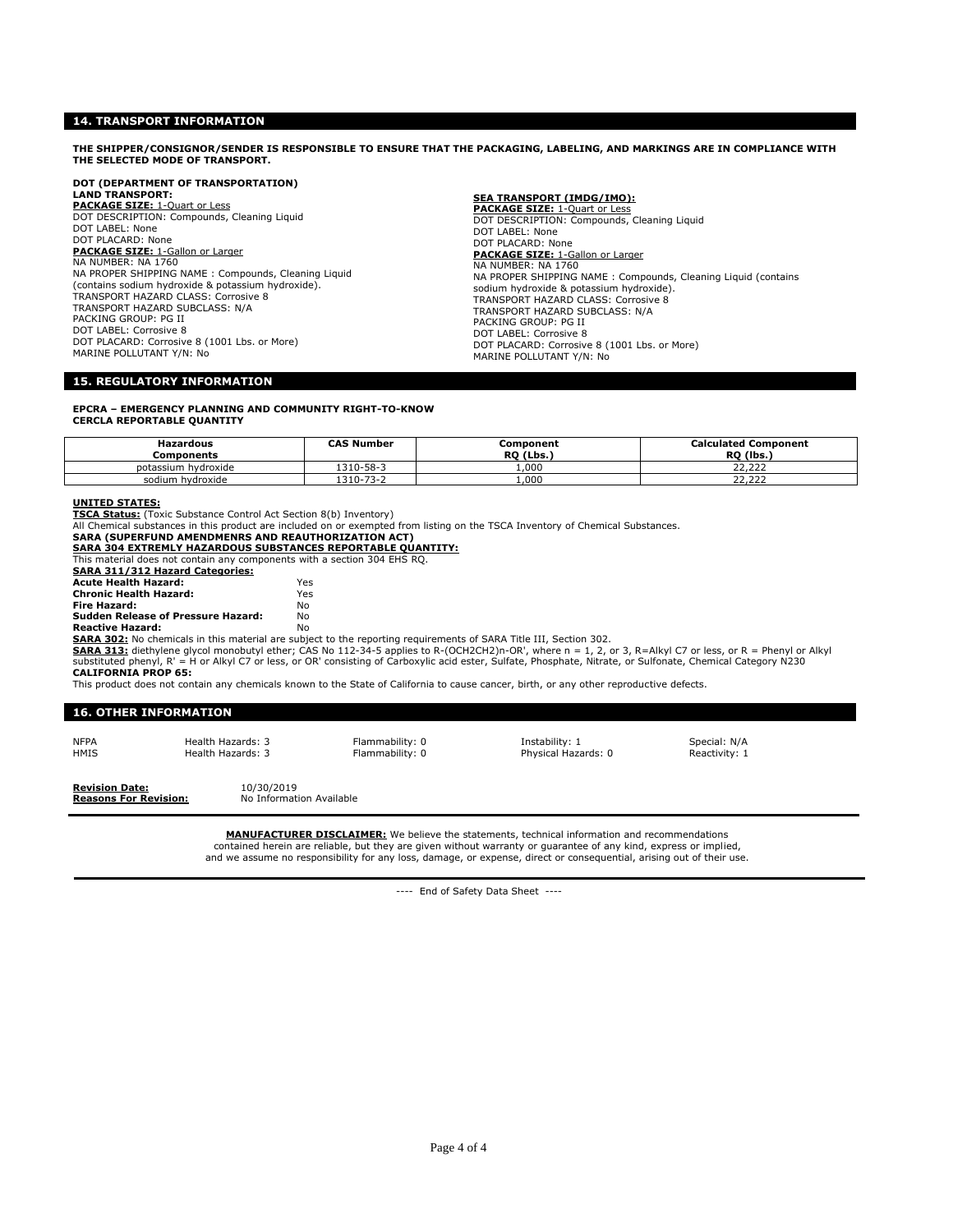## 14. TRANSPORT INFORMATION

**THE SHIPPER/CONSIGNOR/SENDER IS RESPONSIBLE TO ENSURE THAT THE PACKAGING, LABELING, AND MARKINGS ARE IN COMPLIANCE WITH THE SELECTED MODE OF TRANSPORT.**

**DOT (DEPARTMENT OF TRANSPORTATION)**
**LAND TRANSPORT:**
**PACKAGE SIZE:** 1-Quart or Less
DOT DESCRIPTION: Compounds, Cleaning Liquid
DOT LABEL: None
DOT PLACARD: None
**PACKAGE SIZE:** 1-Gallon or Larger
NA NUMBER: NA 1760
NA PROPER SHIPPING NAME : Compounds, Cleaning Liquid (contains sodium hydroxide & potassium hydroxide).
TRANSPORT HAZARD CLASS: Corrosive 8
TRANSPORT HAZARD SUBCLASS: N/A
PACKING GROUP: PG II
DOT LABEL: Corrosive 8
DOT PLACARD: Corrosive 8 (1001 Lbs. or More)
MARINE POLLUTANT Y/N: No

**SEA TRANSPORT (IMDG/IMO):**
**PACKAGE SIZE:** 1-Quart or Less
DOT DESCRIPTION: Compounds, Cleaning Liquid
DOT LABEL: None
DOT PLACARD: None
**PACKAGE SIZE:** 1-Gallon or Larger
NA NUMBER: NA 1760
NA PROPER SHIPPING NAME : Compounds, Cleaning Liquid (contains sodium hydroxide & potassium hydroxide).
TRANSPORT HAZARD CLASS: Corrosive 8
TRANSPORT HAZARD SUBCLASS: N/A
PACKING GROUP: PG II
DOT LABEL: Corrosive 8
DOT PLACARD: Corrosive 8 (1001 Lbs. or More)
MARINE POLLUTANT Y/N: No

## 15. REGULATORY INFORMATION

**EPCRA – EMERGENCY PLANNING AND COMMUNITY RIGHT-TO-KNOW**
**CERCLA REPORTABLE QUANTITY**

| Hazardous Components | CAS Number | Component RQ (Lbs.) | Calculated Component RQ (lbs.) |
|---|---|---|---|
| potassium hydroxide | 1310-58-3 | 1,000 | 22,222 |
| sodium hydroxide | 1310-73-2 | 1,000 | 22,222 |

**UNITED STATES:**
**TSCA Status:** (Toxic Substance Control Act Section 8(b) Inventory)
All Chemical substances in this product are included on or exempted from listing on the TSCA Inventory of Chemical Substances.
**SARA (SUPERFUND AMENDMENRS AND REAUTHORIZATION ACT)**
**SARA 304 EXTREMLY HAZARDOUS SUBSTANCES REPORTABLE QUANTITY:**
This material does not contain any components with a section 304 EHS RQ.
**SARA 311/312 Hazard Categories:**

| | |
|---|---|
| **Acute Health Hazard:** | Yes |
| **Chronic Health Hazard:** | Yes |
| **Fire Hazard:** | No |
| **Sudden Release of Pressure Hazard:** | No |
| **Reactive Hazard:** | No |

**SARA 302:** No chemicals in this material are subject to the reporting requirements of SARA Title III, Section 302.
**SARA 313:** diethylene glycol monobutyl ether; CAS No 112-34-5 applies to R-(OCH2CH2)n-OR', where n = 1, 2, or 3, R=Alkyl C7 or less, or R = Phenyl or Alkyl substituted phenyl, R' = H or Alkyl C7 or less, or OR' consisting of Carboxylic acid ester, Sulfate, Phosphate, Nitrate, or Sulfonate, Chemical Category N230
**CALIFORNIA PROP 65:**
This product does not contain any chemicals known to the State of California to cause cancer, birth, or any other reproductive defects.

## 16. OTHER INFORMATION

| | | | | |
|---|---|---|---|---|
| NFPA | Health Hazards: 3 | Flammability: 0 | Instability: 1 | Special: N/A |
| HMIS | Health Hazards: 3 | Flammability: 0 | Physical Hazards: 0 | Reactivity: 1 |

**Revision Date:** 10/30/2019
**Reasons For Revision:** No Information Available

**MANUFACTURER DISCLAIMER:** We believe the statements, technical information and recommendations contained herein are reliable, but they are given without warranty or guarantee of any kind, express or implied, and we assume no responsibility for any loss, damage, or expense, direct or consequential, arising out of their use.

---- End of Safety Data Sheet ----